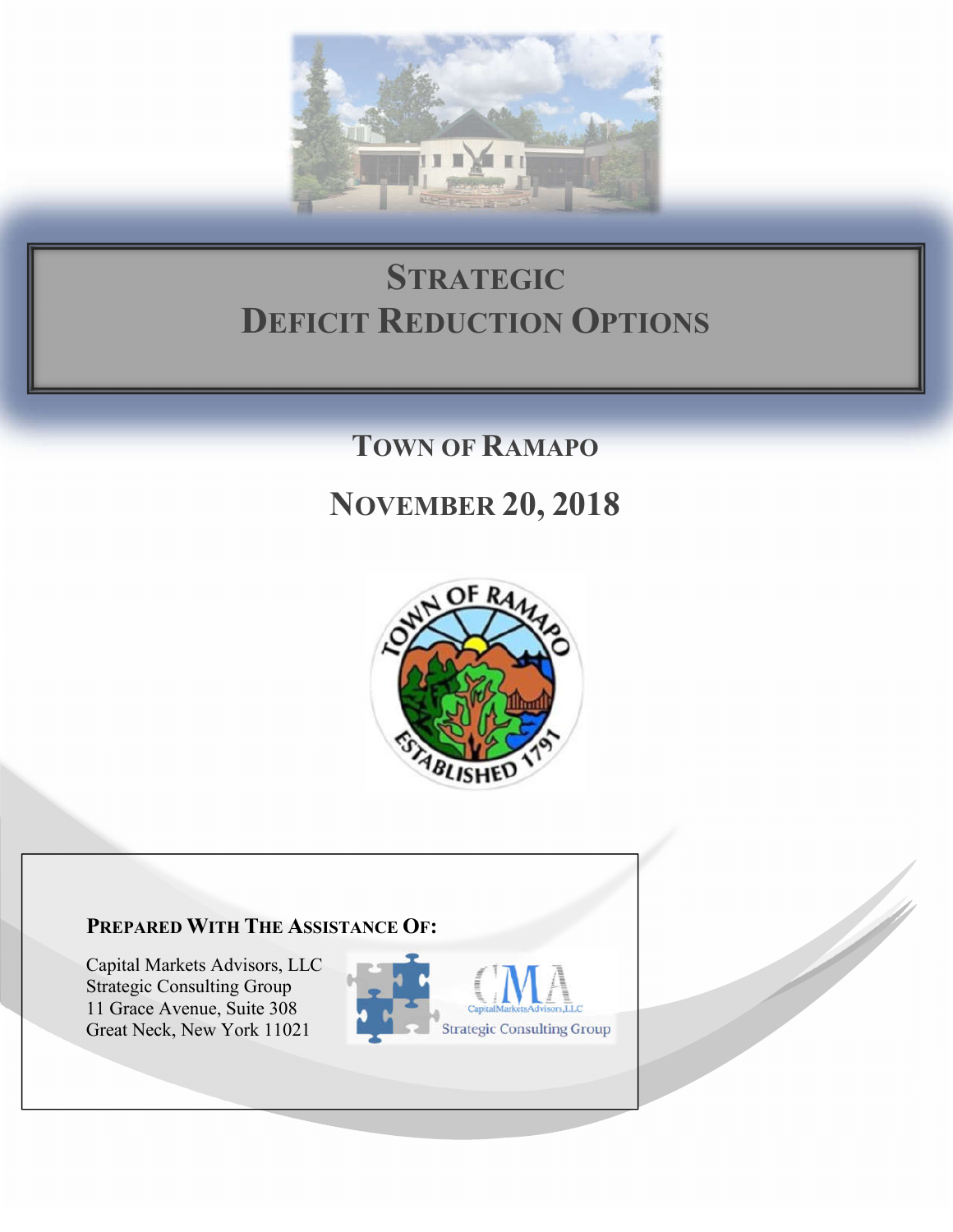# Strategic Deficit Reduction Options

## Town of Ramapo

## November 20, 2018

**Prepared With The Assistance Of:**

Capital Markets Advisors, LLC
Strategic Consulting Group
11 Grace Avenue, Suite 308
Great Neck, New York 11021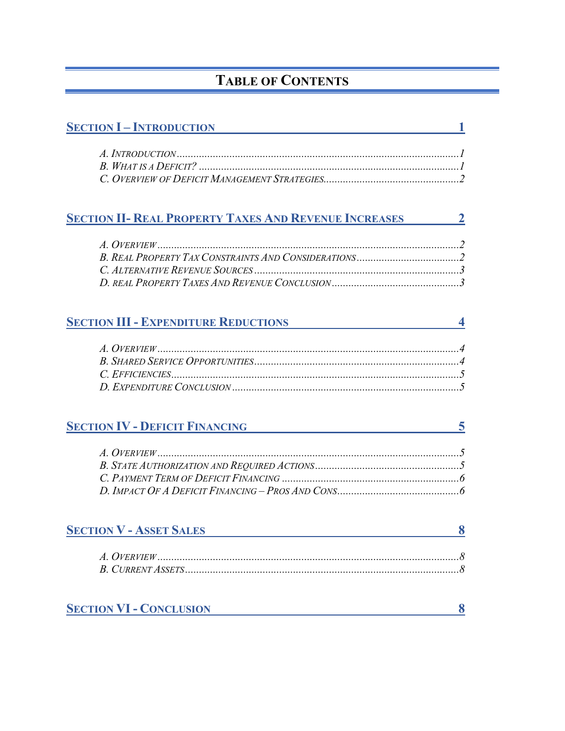# TABLE OF CONTENTS

**SECTION I – INTRODUCTION** **1**

*A. INTRODUCTION*......................................................................*1*
*B. WHAT IS A DEFICIT?* ................................................................*1*
*C. OVERVIEW OF DEFICIT MANAGEMENT STRATEGIES*.......................*2*

**SECTION II- REAL PROPERTY TAXES AND REVENUE INCREASES** **2**

*A. OVERVIEW*..............................................................................*2*
*B. REAL PROPERTY TAX CONSTRAINTS AND CONSIDERATIONS*...............*2*
*C. ALTERNATIVE REVENUE SOURCES*..................................................*3*
*D. REAL PROPERTY TAXES AND REVENUE CONCLUSION*...........................*3*

**SECTION III - EXPENDITURE REDUCTIONS** **4**

*A. OVERVIEW*..............................................................................*4*
*B. SHARED SERVICE OPPORTUNITIES*..................................................*4*
*C. EFFICIENCIES*..........................................................................*5*
*D. EXPENDITURE CONCLUSION*..........................................................*5*

**SECTION IV - DEFICIT FINANCING** **5**

*A. OVERVIEW*..............................................................................*5*
*B. STATE AUTHORIZATION AND REQUIRED ACTIONS*................................*5*
*C. PAYMENT TERM OF DEFICIT FINANCING* ..........................................*6*
*D. IMPACT OF A DEFICIT FINANCING – PROS AND CONS*..........................*6*

**SECTION V - ASSET SALES** **8**

*A. OVERVIEW*..............................................................................*8*
*B. CURRENT ASSETS*.....................................................................*8*

**SECTION VI - CONCLUSION** **8**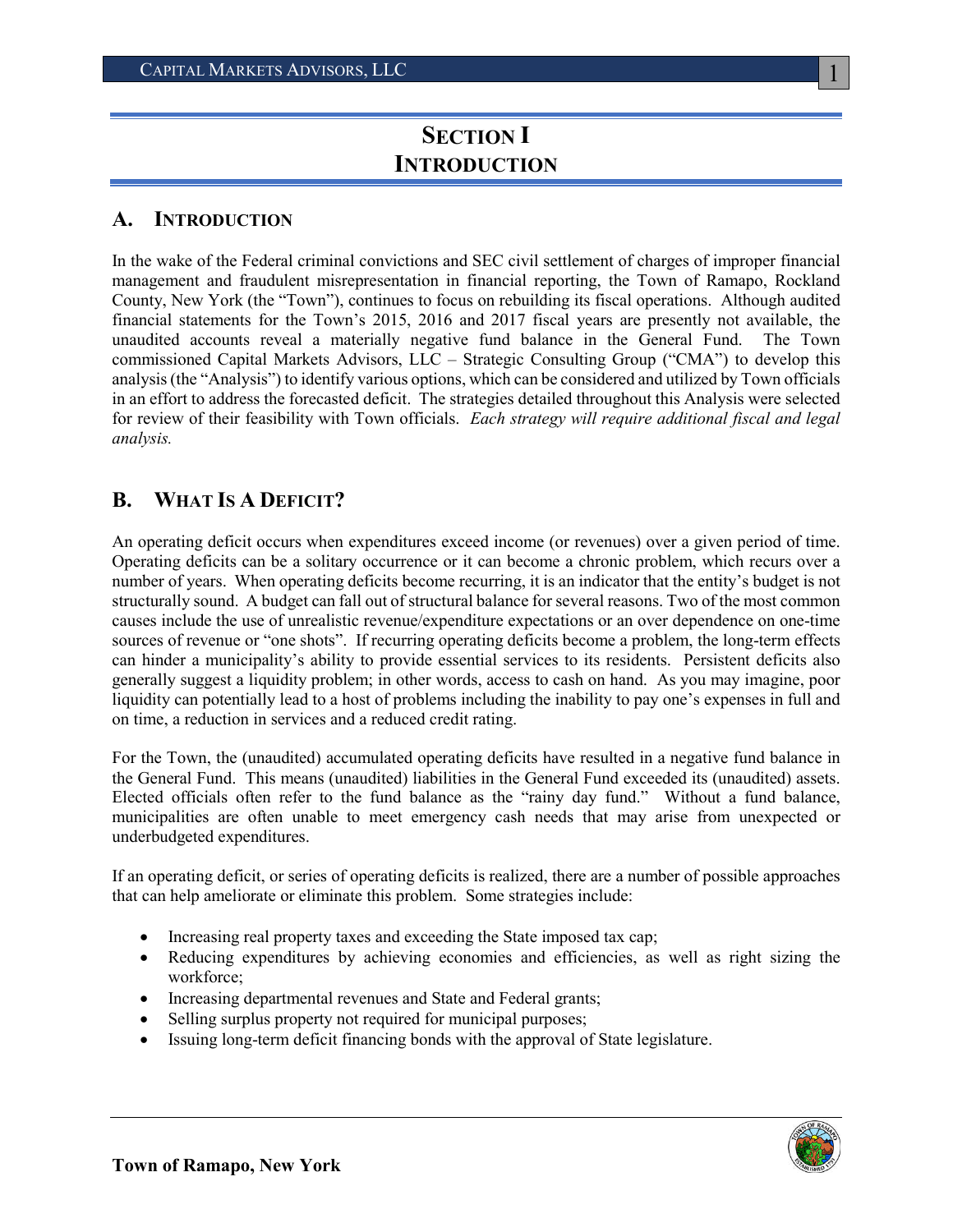# SECTION I
# INTRODUCTION

## A. INTRODUCTION

In the wake of the Federal criminal convictions and SEC civil settlement of charges of improper financial management and fraudulent misrepresentation in financial reporting, the Town of Ramapo, Rockland County, New York (the "Town"), continues to focus on rebuilding its fiscal operations. Although audited financial statements for the Town's 2015, 2016 and 2017 fiscal years are presently not available, the unaudited accounts reveal a materially negative fund balance in the General Fund. The Town commissioned Capital Markets Advisors, LLC – Strategic Consulting Group ("CMA") to develop this analysis (the "Analysis") to identify various options, which can be considered and utilized by Town officials in an effort to address the forecasted deficit. The strategies detailed throughout this Analysis were selected for review of their feasibility with Town officials. *Each strategy will require additional fiscal and legal analysis.*

## B. WHAT IS A DEFICIT?

An operating deficit occurs when expenditures exceed income (or revenues) over a given period of time. Operating deficits can be a solitary occurrence or it can become a chronic problem, which recurs over a number of years. When operating deficits become recurring, it is an indicator that the entity's budget is not structurally sound. A budget can fall out of structural balance for several reasons. Two of the most common causes include the use of unrealistic revenue/expenditure expectations or an over dependence on one-time sources of revenue or "one shots". If recurring operating deficits become a problem, the long-term effects can hinder a municipality's ability to provide essential services to its residents. Persistent deficits also generally suggest a liquidity problem; in other words, access to cash on hand. As you may imagine, poor liquidity can potentially lead to a host of problems including the inability to pay one's expenses in full and on time, a reduction in services and a reduced credit rating.

For the Town, the (unaudited) accumulated operating deficits have resulted in a negative fund balance in the General Fund. This means (unaudited) liabilities in the General Fund exceeded its (unaudited) assets. Elected officials often refer to the fund balance as the "rainy day fund." Without a fund balance, municipalities are often unable to meet emergency cash needs that may arise from unexpected or underbudgeted expenditures.

If an operating deficit, or series of operating deficits is realized, there are a number of possible approaches that can help ameliorate or eliminate this problem. Some strategies include:

- Increasing real property taxes and exceeding the State imposed tax cap;
- Reducing expenditures by achieving economies and efficiencies, as well as right sizing the workforce;
- Increasing departmental revenues and State and Federal grants;
- Selling surplus property not required for municipal purposes;
- Issuing long-term deficit financing bonds with the approval of State legislature.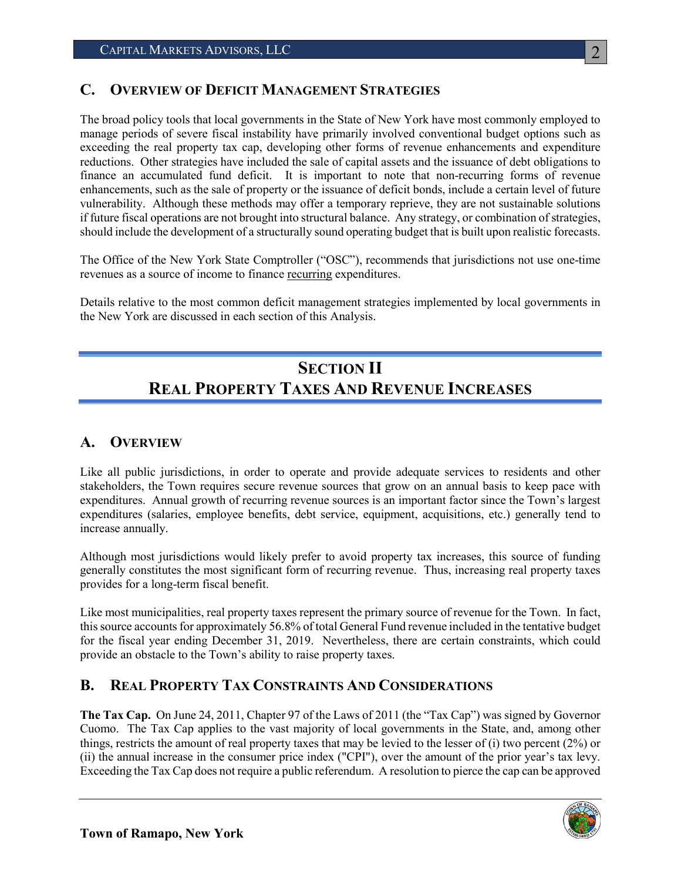## C. Overview of Deficit Management Strategies

The broad policy tools that local governments in the State of New York have most commonly employed to manage periods of severe fiscal instability have primarily involved conventional budget options such as exceeding the real property tax cap, developing other forms of revenue enhancements and expenditure reductions. Other strategies have included the sale of capital assets and the issuance of debt obligations to finance an accumulated fund deficit. It is important to note that non-recurring forms of revenue enhancements, such as the sale of property or the issuance of deficit bonds, include a certain level of future vulnerability. Although these methods may offer a temporary reprieve, they are not sustainable solutions if future fiscal operations are not brought into structural balance. Any strategy, or combination of strategies, should include the development of a structurally sound operating budget that is built upon realistic forecasts.

The Office of the New York State Comptroller ("OSC"), recommends that jurisdictions not use one-time revenues as a source of income to finance recurring expenditures.

Details relative to the most common deficit management strategies implemented by local governments in the New York are discussed in each section of this Analysis.

# Section II
# Real Property Taxes And Revenue Increases

## A. Overview

Like all public jurisdictions, in order to operate and provide adequate services to residents and other stakeholders, the Town requires secure revenue sources that grow on an annual basis to keep pace with expenditures. Annual growth of recurring revenue sources is an important factor since the Town's largest expenditures (salaries, employee benefits, debt service, equipment, acquisitions, etc.) generally tend to increase annually.

Although most jurisdictions would likely prefer to avoid property tax increases, this source of funding generally constitutes the most significant form of recurring revenue. Thus, increasing real property taxes provides for a long-term fiscal benefit.

Like most municipalities, real property taxes represent the primary source of revenue for the Town. In fact, this source accounts for approximately 56.8% of total General Fund revenue included in the tentative budget for the fiscal year ending December 31, 2019. Nevertheless, there are certain constraints, which could provide an obstacle to the Town's ability to raise property taxes.

## B. Real Property Tax Constraints And Considerations

**The Tax Cap.** On June 24, 2011, Chapter 97 of the Laws of 2011 (the "Tax Cap") was signed by Governor Cuomo. The Tax Cap applies to the vast majority of local governments in the State, and, among other things, restricts the amount of real property taxes that may be levied to the lesser of (i) two percent (2%) or (ii) the annual increase in the consumer price index ("CPI"), over the amount of the prior year's tax levy. Exceeding the Tax Cap does not require a public referendum. A resolution to pierce the cap can be approved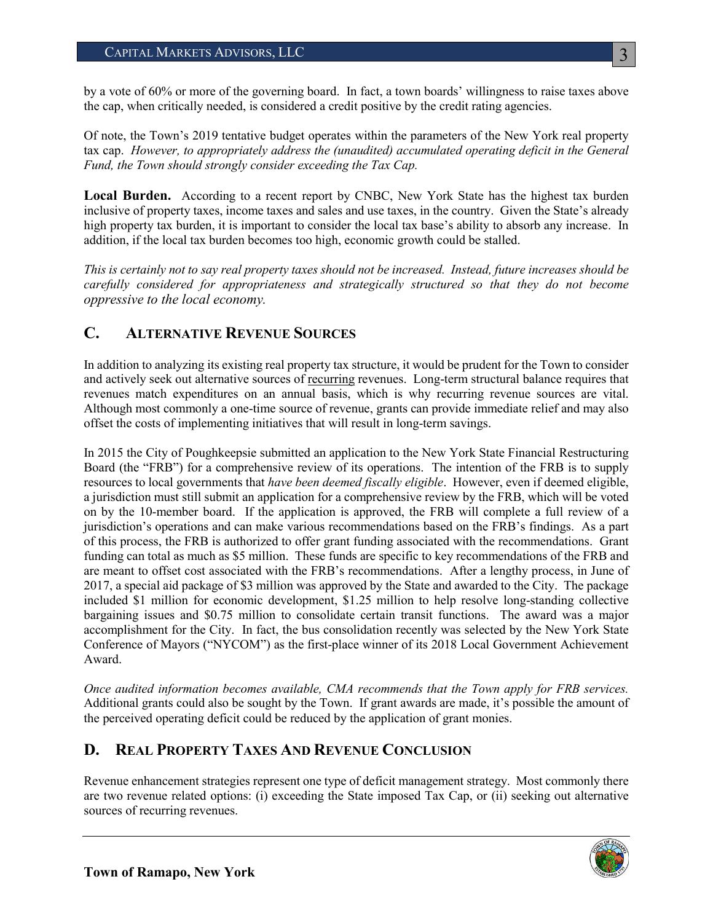by a vote of 60% or more of the governing board. In fact, a town boards' willingness to raise taxes above the cap, when critically needed, is considered a credit positive by the credit rating agencies.

Of note, the Town's 2019 tentative budget operates within the parameters of the New York real property tax cap. *However, to appropriately address the (unaudited) accumulated operating deficit in the General Fund, the Town should strongly consider exceeding the Tax Cap.*

**Local Burden.** According to a recent report by CNBC, New York State has the highest tax burden inclusive of property taxes, income taxes and sales and use taxes, in the country. Given the State's already high property tax burden, it is important to consider the local tax base's ability to absorb any increase. In addition, if the local tax burden becomes too high, economic growth could be stalled.

*This is certainly not to say real property taxes should not be increased. Instead, future increases should be carefully considered for appropriateness and strategically structured so that they do not become oppressive to the local economy.*

## C. ALTERNATIVE REVENUE SOURCES

In addition to analyzing its existing real property tax structure, it would be prudent for the Town to consider and actively seek out alternative sources of recurring revenues. Long-term structural balance requires that revenues match expenditures on an annual basis, which is why recurring revenue sources are vital. Although most commonly a one-time source of revenue, grants can provide immediate relief and may also offset the costs of implementing initiatives that will result in long-term savings.

In 2015 the City of Poughkeepsie submitted an application to the New York State Financial Restructuring Board (the "FRB") for a comprehensive review of its operations. The intention of the FRB is to supply resources to local governments that *have been deemed fiscally eligible*. However, even if deemed eligible, a jurisdiction must still submit an application for a comprehensive review by the FRB, which will be voted on by the 10-member board. If the application is approved, the FRB will complete a full review of a jurisdiction's operations and can make various recommendations based on the FRB's findings. As a part of this process, the FRB is authorized to offer grant funding associated with the recommendations. Grant funding can total as much as $5 million. These funds are specific to key recommendations of the FRB and are meant to offset cost associated with the FRB's recommendations. After a lengthy process, in June of 2017, a special aid package of $3 million was approved by the State and awarded to the City. The package included $1 million for economic development, $1.25 million to help resolve long-standing collective bargaining issues and $0.75 million to consolidate certain transit functions. The award was a major accomplishment for the City. In fact, the bus consolidation recently was selected by the New York State Conference of Mayors ("NYCOM") as the first-place winner of its 2018 Local Government Achievement Award.

*Once audited information becomes available, CMA recommends that the Town apply for FRB services.* Additional grants could also be sought by the Town. If grant awards are made, it's possible the amount of the perceived operating deficit could be reduced by the application of grant monies.

## D. REAL PROPERTY TAXES AND REVENUE CONCLUSION

Revenue enhancement strategies represent one type of deficit management strategy. Most commonly there are two revenue related options: (i) exceeding the State imposed Tax Cap, or (ii) seeking out alternative sources of recurring revenues.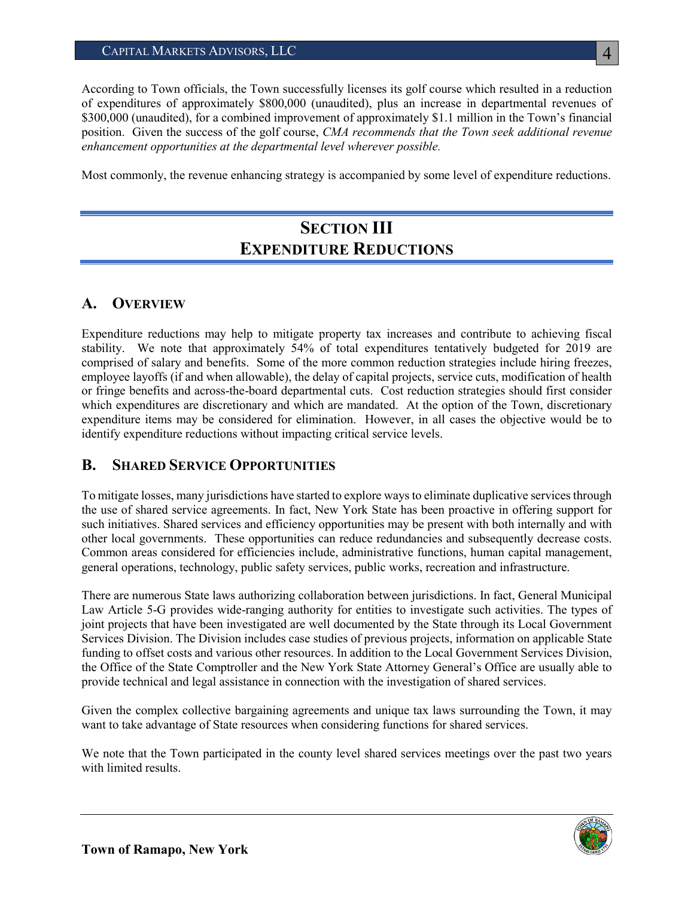According to Town officials, the Town successfully licenses its golf course which resulted in a reduction of expenditures of approximately $800,000 (unaudited), plus an increase in departmental revenues of $300,000 (unaudited), for a combined improvement of approximately $1.1 million in the Town's financial position. Given the success of the golf course, *CMA recommends that the Town seek additional revenue enhancement opportunities at the departmental level wherever possible.*

Most commonly, the revenue enhancing strategy is accompanied by some level of expenditure reductions.

# SECTION III
# EXPENDITURE REDUCTIONS

## A. OVERVIEW

Expenditure reductions may help to mitigate property tax increases and contribute to achieving fiscal stability. We note that approximately 54% of total expenditures tentatively budgeted for 2019 are comprised of salary and benefits. Some of the more common reduction strategies include hiring freezes, employee layoffs (if and when allowable), the delay of capital projects, service cuts, modification of health or fringe benefits and across-the-board departmental cuts. Cost reduction strategies should first consider which expenditures are discretionary and which are mandated. At the option of the Town, discretionary expenditure items may be considered for elimination. However, in all cases the objective would be to identify expenditure reductions without impacting critical service levels.

## B. SHARED SERVICE OPPORTUNITIES

To mitigate losses, many jurisdictions have started to explore ways to eliminate duplicative services through the use of shared service agreements. In fact, New York State has been proactive in offering support for such initiatives. Shared services and efficiency opportunities may be present with both internally and with other local governments. These opportunities can reduce redundancies and subsequently decrease costs. Common areas considered for efficiencies include, administrative functions, human capital management, general operations, technology, public safety services, public works, recreation and infrastructure.

There are numerous State laws authorizing collaboration between jurisdictions. In fact, General Municipal Law Article 5-G provides wide-ranging authority for entities to investigate such activities. The types of joint projects that have been investigated are well documented by the State through its Local Government Services Division. The Division includes case studies of previous projects, information on applicable State funding to offset costs and various other resources. In addition to the Local Government Services Division, the Office of the State Comptroller and the New York State Attorney General's Office are usually able to provide technical and legal assistance in connection with the investigation of shared services.

Given the complex collective bargaining agreements and unique tax laws surrounding the Town, it may want to take advantage of State resources when considering functions for shared services.

We note that the Town participated in the county level shared services meetings over the past two years with limited results.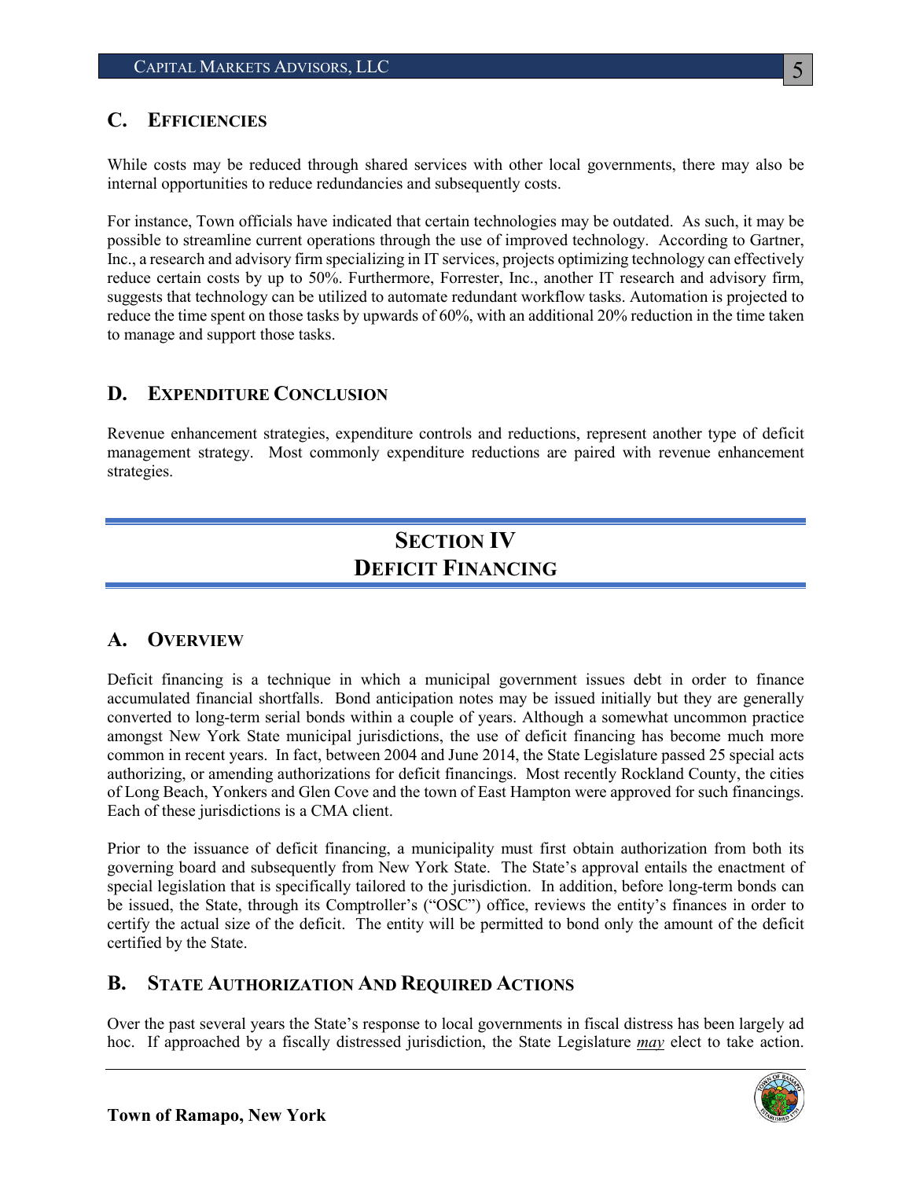## C. Efficiencies

While costs may be reduced through shared services with other local governments, there may also be internal opportunities to reduce redundancies and subsequently costs.

For instance, Town officials have indicated that certain technologies may be outdated. As such, it may be possible to streamline current operations through the use of improved technology. According to Gartner, Inc., a research and advisory firm specializing in IT services, projects optimizing technology can effectively reduce certain costs by up to 50%. Furthermore, Forrester, Inc., another IT research and advisory firm, suggests that technology can be utilized to automate redundant workflow tasks. Automation is projected to reduce the time spent on those tasks by upwards of 60%, with an additional 20% reduction in the time taken to manage and support those tasks.

## D. Expenditure Conclusion

Revenue enhancement strategies, expenditure controls and reductions, represent another type of deficit management strategy. Most commonly expenditure reductions are paired with revenue enhancement strategies.

# Section IV
# Deficit Financing

## A. Overview

Deficit financing is a technique in which a municipal government issues debt in order to finance accumulated financial shortfalls. Bond anticipation notes may be issued initially but they are generally converted to long-term serial bonds within a couple of years. Although a somewhat uncommon practice amongst New York State municipal jurisdictions, the use of deficit financing has become much more common in recent years. In fact, between 2004 and June 2014, the State Legislature passed 25 special acts authorizing, or amending authorizations for deficit financings. Most recently Rockland County, the cities of Long Beach, Yonkers and Glen Cove and the town of East Hampton were approved for such financings. Each of these jurisdictions is a CMA client.

Prior to the issuance of deficit financing, a municipality must first obtain authorization from both its governing board and subsequently from New York State. The State's approval entails the enactment of special legislation that is specifically tailored to the jurisdiction. In addition, before long-term bonds can be issued, the State, through its Comptroller's ("OSC") office, reviews the entity's finances in order to certify the actual size of the deficit. The entity will be permitted to bond only the amount of the deficit certified by the State.

## B. State Authorization And Required Actions

Over the past several years the State's response to local governments in fiscal distress has been largely ad hoc. If approached by a fiscally distressed jurisdiction, the State Legislature *may* elect to take action.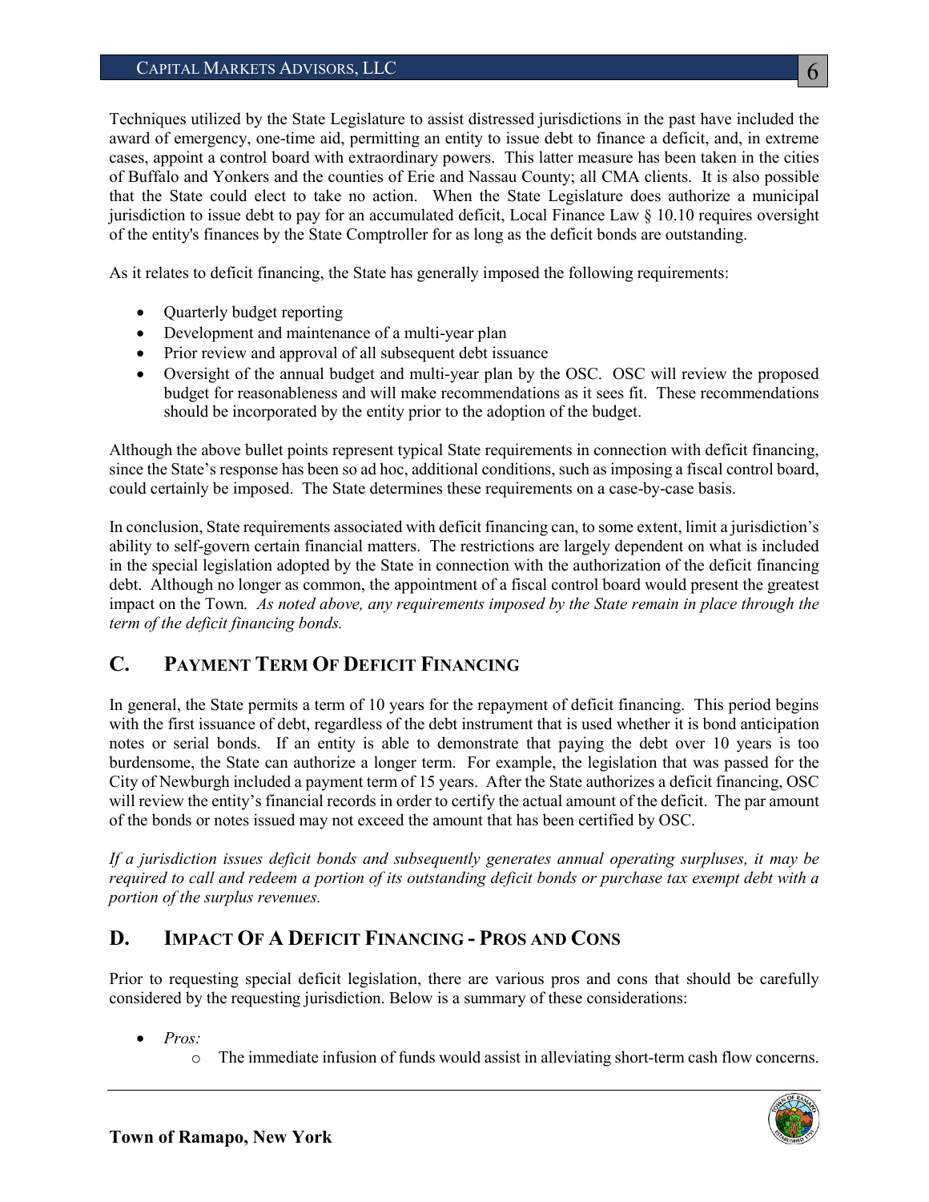Techniques utilized by the State Legislature to assist distressed jurisdictions in the past have included the award of emergency, one-time aid, permitting an entity to issue debt to finance a deficit, and, in extreme cases, appoint a control board with extraordinary powers. This latter measure has been taken in the cities of Buffalo and Yonkers and the counties of Erie and Nassau County; all CMA clients. It is also possible that the State could elect to take no action. When the State Legislature does authorize a municipal jurisdiction to issue debt to pay for an accumulated deficit, Local Finance Law § 10.10 requires oversight of the entity's finances by the State Comptroller for as long as the deficit bonds are outstanding.

As it relates to deficit financing, the State has generally imposed the following requirements:

- Quarterly budget reporting
- Development and maintenance of a multi-year plan
- Prior review and approval of all subsequent debt issuance
- Oversight of the annual budget and multi-year plan by the OSC. OSC will review the proposed budget for reasonableness and will make recommendations as it sees fit. These recommendations should be incorporated by the entity prior to the adoption of the budget.

Although the above bullet points represent typical State requirements in connection with deficit financing, since the State's response has been so ad hoc, additional conditions, such as imposing a fiscal control board, could certainly be imposed. The State determines these requirements on a case-by-case basis.

In conclusion, State requirements associated with deficit financing can, to some extent, limit a jurisdiction's ability to self-govern certain financial matters. The restrictions are largely dependent on what is included in the special legislation adopted by the State in connection with the authorization of the deficit financing debt. Although no longer as common, the appointment of a fiscal control board would present the greatest impact on the Town. *As noted above, any requirements imposed by the State remain in place through the term of the deficit financing bonds.*

## C. Payment Term Of Deficit Financing

In general, the State permits a term of 10 years for the repayment of deficit financing. This period begins with the first issuance of debt, regardless of the debt instrument that is used whether it is bond anticipation notes or serial bonds. If an entity is able to demonstrate that paying the debt over 10 years is too burdensome, the State can authorize a longer term. For example, the legislation that was passed for the City of Newburgh included a payment term of 15 years. After the State authorizes a deficit financing, OSC will review the entity's financial records in order to certify the actual amount of the deficit. The par amount of the bonds or notes issued may not exceed the amount that has been certified by OSC.

*If a jurisdiction issues deficit bonds and subsequently generates annual operating surpluses, it may be required to call and redeem a portion of its outstanding deficit bonds or purchase tax exempt debt with a portion of the surplus revenues.*

## D. Impact Of A Deficit Financing - Pros and Cons

Prior to requesting special deficit legislation, there are various pros and cons that should be carefully considered by the requesting jurisdiction. Below is a summary of these considerations:

- *Pros:*
  - The immediate infusion of funds would assist in alleviating short-term cash flow concerns.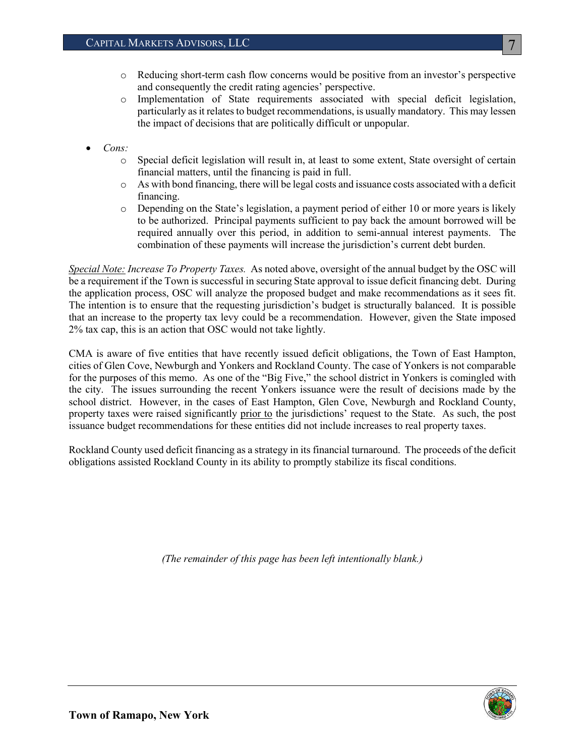- Reducing short-term cash flow concerns would be positive from an investor's perspective and consequently the credit rating agencies' perspective.
  - Implementation of State requirements associated with special deficit legislation, particularly as it relates to budget recommendations, is usually mandatory. This may lessen the impact of decisions that are politically difficult or unpopular.

- *Cons:*
  - Special deficit legislation will result in, at least to some extent, State oversight of certain financial matters, until the financing is paid in full.
  - As with bond financing, there will be legal costs and issuance costs associated with a deficit financing.
  - Depending on the State's legislation, a payment period of either 10 or more years is likely to be authorized. Principal payments sufficient to pay back the amount borrowed will be required annually over this period, in addition to semi-annual interest payments. The combination of these payments will increase the jurisdiction's current debt burden.

*Special Note: Increase To Property Taxes.* As noted above, oversight of the annual budget by the OSC will be a requirement if the Town is successful in securing State approval to issue deficit financing debt. During the application process, OSC will analyze the proposed budget and make recommendations as it sees fit. The intention is to ensure that the requesting jurisdiction's budget is structurally balanced. It is possible that an increase to the property tax levy could be a recommendation. However, given the State imposed 2% tax cap, this is an action that OSC would not take lightly.

CMA is aware of five entities that have recently issued deficit obligations, the Town of East Hampton, cities of Glen Cove, Newburgh and Yonkers and Rockland County. The case of Yonkers is not comparable for the purposes of this memo. As one of the "Big Five," the school district in Yonkers is comingled with the city. The issues surrounding the recent Yonkers issuance were the result of decisions made by the school district. However, in the cases of East Hampton, Glen Cove, Newburgh and Rockland County, property taxes were raised significantly prior to the jurisdictions' request to the State. As such, the post issuance budget recommendations for these entities did not include increases to real property taxes.

Rockland County used deficit financing as a strategy in its financial turnaround. The proceeds of the deficit obligations assisted Rockland County in its ability to promptly stabilize its fiscal conditions.

*(The remainder of this page has been left intentionally blank.)*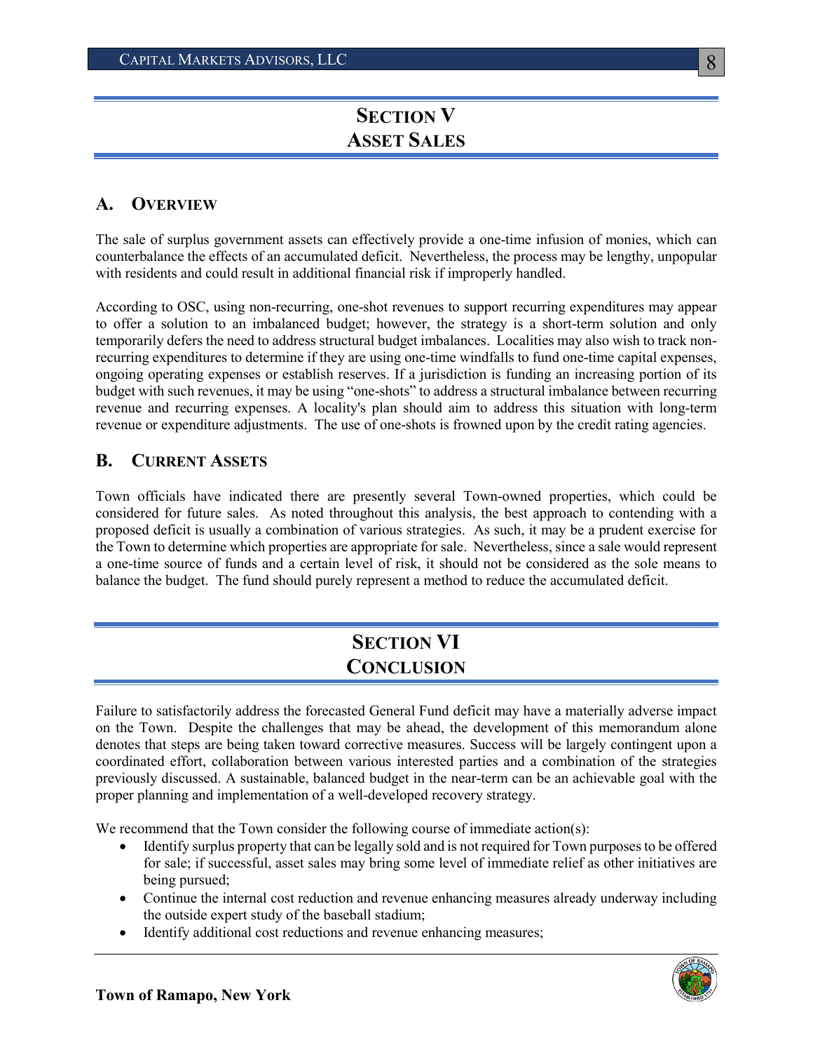# SECTION V
# ASSET SALES

## A. OVERVIEW

The sale of surplus government assets can effectively provide a one-time infusion of monies, which can counterbalance the effects of an accumulated deficit. Nevertheless, the process may be lengthy, unpopular with residents and could result in additional financial risk if improperly handled.

According to OSC, using non-recurring, one-shot revenues to support recurring expenditures may appear to offer a solution to an imbalanced budget; however, the strategy is a short-term solution and only temporarily defers the need to address structural budget imbalances. Localities may also wish to track non-recurring expenditures to determine if they are using one-time windfalls to fund one-time capital expenses, ongoing operating expenses or establish reserves. If a jurisdiction is funding an increasing portion of its budget with such revenues, it may be using "one-shots" to address a structural imbalance between recurring revenue and recurring expenses. A locality's plan should aim to address this situation with long-term revenue or expenditure adjustments. The use of one-shots is frowned upon by the credit rating agencies.

## B. CURRENT ASSETS

Town officials have indicated there are presently several Town-owned properties, which could be considered for future sales. As noted throughout this analysis, the best approach to contending with a proposed deficit is usually a combination of various strategies. As such, it may be a prudent exercise for the Town to determine which properties are appropriate for sale. Nevertheless, since a sale would represent a one-time source of funds and a certain level of risk, it should not be considered as the sole means to balance the budget. The fund should purely represent a method to reduce the accumulated deficit.

# SECTION VI
# CONCLUSION

Failure to satisfactorily address the forecasted General Fund deficit may have a materially adverse impact on the Town. Despite the challenges that may be ahead, the development of this memorandum alone denotes that steps are being taken toward corrective measures. Success will be largely contingent upon a coordinated effort, collaboration between various interested parties and a combination of the strategies previously discussed. A sustainable, balanced budget in the near-term can be an achievable goal with the proper planning and implementation of a well-developed recovery strategy.

We recommend that the Town consider the following course of immediate action(s):

- Identify surplus property that can be legally sold and is not required for Town purposes to be offered for sale; if successful, asset sales may bring some level of immediate relief as other initiatives are being pursued;
- Continue the internal cost reduction and revenue enhancing measures already underway including the outside expert study of the baseball stadium;
- Identify additional cost reductions and revenue enhancing measures;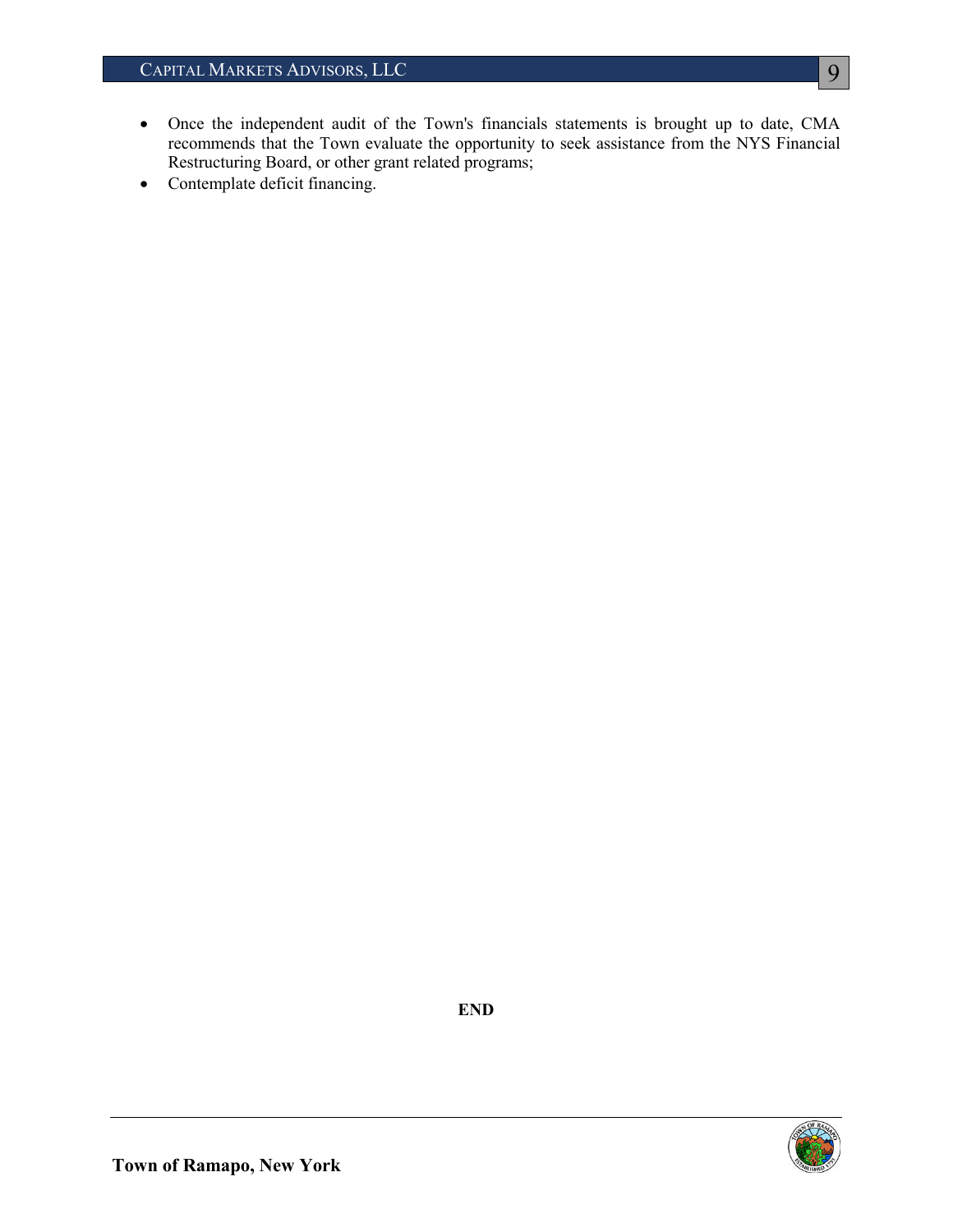- Once the independent audit of the Town's financials statements is brought up to date, CMA recommends that the Town evaluate the opportunity to seek assistance from the NYS Financial Restructuring Board, or other grant related programs;
- Contemplate deficit financing.

**END**